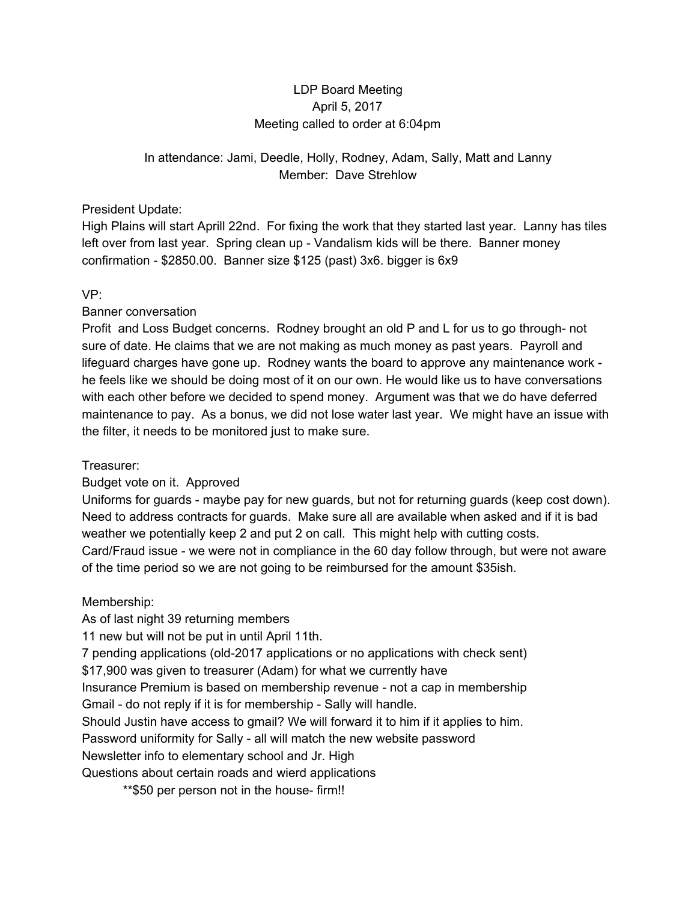LDP Board Meeting
April 5, 2017
Meeting called to order at 6:04pm

In attendance: Jami, Deedle, Holly, Rodney, Adam, Sally, Matt and Lanny
Member: Dave Strehlow

President Update:
High Plains will start Aprill 22nd. For fixing the work that they started last year. Lanny has tiles left over from last year. Spring clean up - Vandalism kids will be there. Banner money confirmation - $2850.00. Banner size $125 (past) 3x6. bigger is 6x9

VP:
Banner conversation
Profit and Loss Budget concerns. Rodney brought an old P and L for us to go through- not sure of date. He claims that we are not making as much money as past years. Payroll and lifeguard charges have gone up. Rodney wants the board to approve any maintenance work - he feels like we should be doing most of it on our own. He would like us to have conversations with each other before we decided to spend money. Argument was that we do have deferred maintenance to pay. As a bonus, we did not lose water last year. We might have an issue with the filter, it needs to be monitored just to make sure.

Treasurer:
Budget vote on it. Approved
Uniforms for guards - maybe pay for new guards, but not for returning guards (keep cost down). Need to address contracts for guards. Make sure all are available when asked and if it is bad weather we potentially keep 2 and put 2 on call. This might help with cutting costs.
Card/Fraud issue - we were not in compliance in the 60 day follow through, but were not aware of the time period so we are not going to be reimbursed for the amount $35ish.

Membership:
As of last night 39 returning members
11 new but will not be put in until April 11th.
7 pending applications (old-2017 applications or no applications with check sent)
$17,900 was given to treasurer (Adam) for what we currently have
Insurance Premium is based on membership revenue - not a cap in membership
Gmail - do not reply if it is for membership - Sally will handle.
Should Justin have access to gmail? We will forward it to him if it applies to him.
Password uniformity for Sally - all will match the new website password
Newsletter info to elementary school and Jr. High
Questions about certain roads and wierd applications

**$50 per person not in the house- firm!!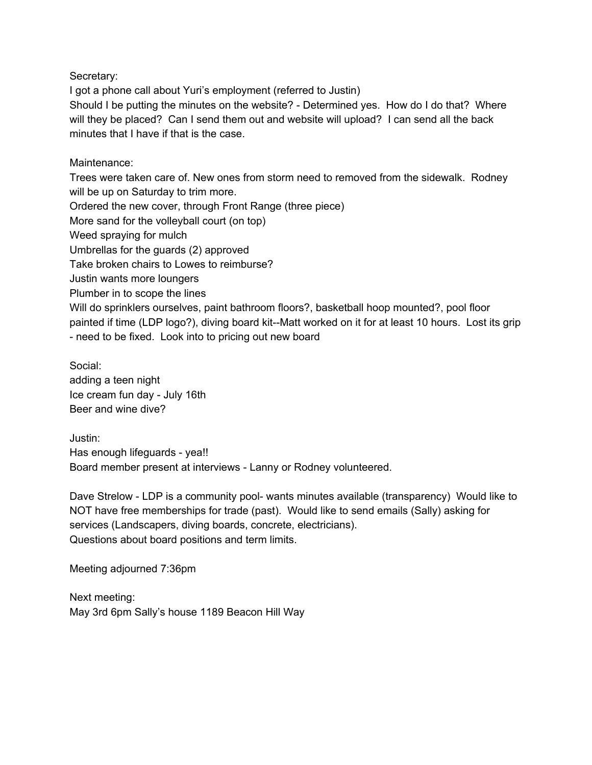Secretary:

I got a phone call about Yuri's employment (referred to Justin)

Should I be putting the minutes on the website? - Determined yes. How do I do that? Where will they be placed? Can I send them out and website will upload? I can send all the back minutes that I have if that is the case.

Maintenance:

Trees were taken care of. New ones from storm need to removed from the sidewalk. Rodney will be up on Saturday to trim more.

Ordered the new cover, through Front Range (three piece)

More sand for the volleyball court (on top)

Weed spraying for mulch

Umbrellas for the guards (2) approved

Take broken chairs to Lowes to reimburse?

Justin wants more loungers

Plumber in to scope the lines

Will do sprinklers ourselves, paint bathroom floors?, basketball hoop mounted?, pool floor painted if time (LDP logo?), diving board kit--Matt worked on it for at least 10 hours. Lost its grip - need to be fixed. Look into to pricing out new board

Social:

adding a teen night

Ice cream fun day - July 16th

Beer and wine dive?

Justin:

Has enough lifeguards - yea!!

Board member present at interviews - Lanny or Rodney volunteered.

Dave Strelow - LDP is a community pool- wants minutes available (transparency) Would like to NOT have free memberships for trade (past). Would like to send emails (Sally) asking for services (Landscapers, diving boards, concrete, electricians).

Questions about board positions and term limits.

Meeting adjourned 7:36pm

Next meeting:

May 3rd 6pm Sally's house 1189 Beacon Hill Way